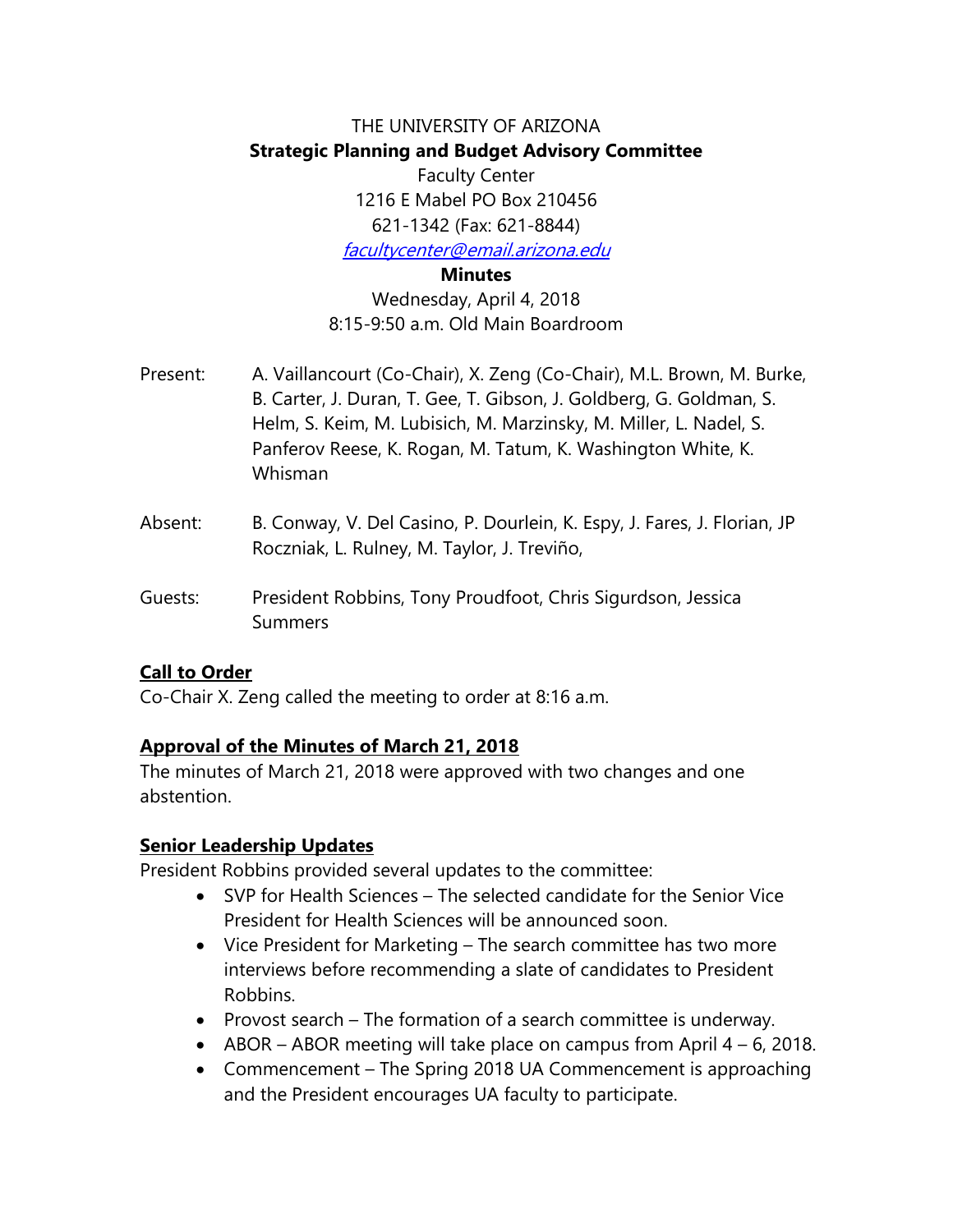THE UNIVERSITY OF ARIZONA

**Strategic Planning and Budget Advisory Committee**

Faculty Center

1216 E Mabel PO Box 210456

621-1342 (Fax: 621-8844)

*facultycenter@email.arizona.edu*

**Minutes**

Wednesday, April 4, 2018

8:15-9:50 a.m. Old Main Boardroom

Present: A. Vaillancourt (Co-Chair), X. Zeng (Co-Chair), M.L. Brown, M. Burke, B. Carter, J. Duran, T. Gee, T. Gibson, J. Goldberg, G. Goldman, S. Helm, S. Keim, M. Lubisich, M. Marzinsky, M. Miller, L. Nadel, S. Panferov Reese, K. Rogan, M. Tatum, K. Washington White, K. Whisman

Absent: B. Conway, V. Del Casino, P. Dourlein, K. Espy, J. Fares, J. Florian, JP Roczniak, L. Rulney, M. Taylor, J. Treviño,

Guests: President Robbins, Tony Proudfoot, Chris Sigurdson, Jessica Summers

## Call to Order

Co-Chair X. Zeng called the meeting to order at 8:16 a.m.

## Approval of the Minutes of March 21, 2018

The minutes of March 21, 2018 were approved with two changes and one abstention.

## Senior Leadership Updates

President Robbins provided several updates to the committee:

- SVP for Health Sciences – The selected candidate for the Senior Vice President for Health Sciences will be announced soon.
- Vice President for Marketing – The search committee has two more interviews before recommending a slate of candidates to President Robbins.
- Provost search – The formation of a search committee is underway.
- ABOR – ABOR meeting will take place on campus from April 4 – 6, 2018.
- Commencement – The Spring 2018 UA Commencement is approaching and the President encourages UA faculty to participate.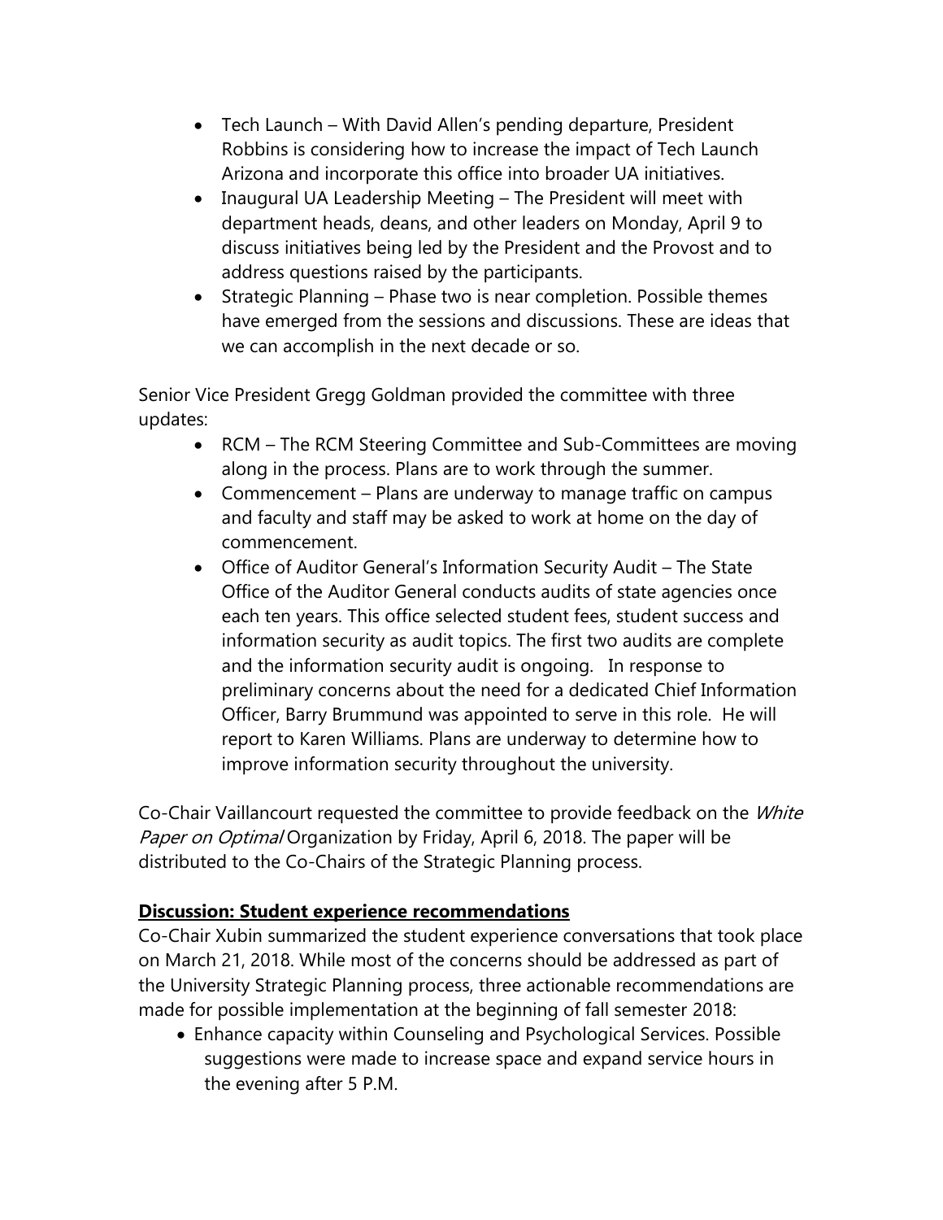- Tech Launch – With David Allen's pending departure, President Robbins is considering how to increase the impact of Tech Launch Arizona and incorporate this office into broader UA initiatives.
- Inaugural UA Leadership Meeting – The President will meet with department heads, deans, and other leaders on Monday, April 9 to discuss initiatives being led by the President and the Provost and to address questions raised by the participants.
- Strategic Planning – Phase two is near completion. Possible themes have emerged from the sessions and discussions. These are ideas that we can accomplish in the next decade or so.

Senior Vice President Gregg Goldman provided the committee with three updates:

- RCM – The RCM Steering Committee and Sub-Committees are moving along in the process. Plans are to work through the summer.
- Commencement – Plans are underway to manage traffic on campus and faculty and staff may be asked to work at home on the day of commencement.
- Office of Auditor General's Information Security Audit – The State Office of the Auditor General conducts audits of state agencies once each ten years. This office selected student fees, student success and information security as audit topics. The first two audits are complete and the information security audit is ongoing. In response to preliminary concerns about the need for a dedicated Chief Information Officer, Barry Brummund was appointed to serve in this role. He will report to Karen Williams. Plans are underway to determine how to improve information security throughout the university.

Co-Chair Vaillancourt requested the committee to provide feedback on the *White Paper on Optimal* Organization by Friday, April 6, 2018. The paper will be distributed to the Co-Chairs of the Strategic Planning process.

**Discussion: Student experience recommendations**

Co-Chair Xubin summarized the student experience conversations that took place on March 21, 2018. While most of the concerns should be addressed as part of the University Strategic Planning process, three actionable recommendations are made for possible implementation at the beginning of fall semester 2018:

- Enhance capacity within Counseling and Psychological Services. Possible suggestions were made to increase space and expand service hours in the evening after 5 P.M.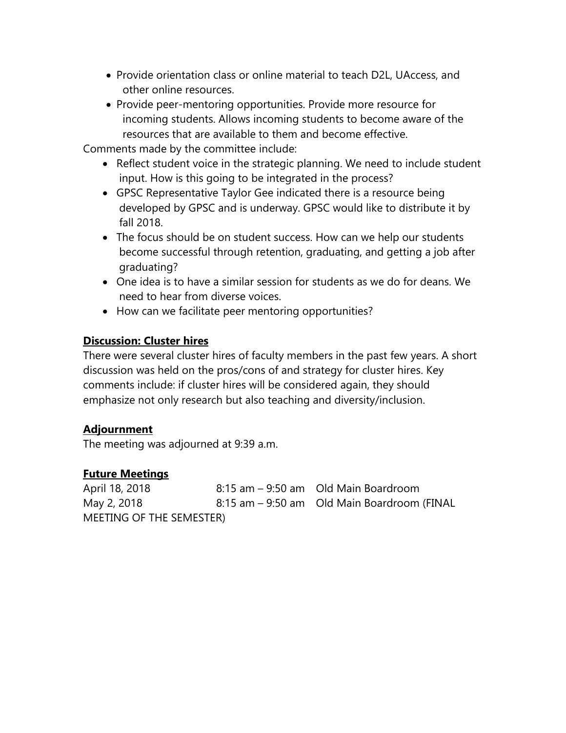- Provide orientation class or online material to teach D2L, UAccess, and other online resources.
- Provide peer-mentoring opportunities. Provide more resource for incoming students. Allows incoming students to become aware of the resources that are available to them and become effective.

Comments made by the committee include:

- Reflect student voice in the strategic planning. We need to include student input. How is this going to be integrated in the process?
- GPSC Representative Taylor Gee indicated there is a resource being developed by GPSC and is underway. GPSC would like to distribute it by fall 2018.
- The focus should be on student success. How can we help our students become successful through retention, graduating, and getting a job after graduating?
- One idea is to have a similar session for students as we do for deans. We need to hear from diverse voices.
- How can we facilitate peer mentoring opportunities?

**Discussion: Cluster hires**

There were several cluster hires of faculty members in the past few years. A short discussion was held on the pros/cons of and strategy for cluster hires. Key comments include: if cluster hires will be considered again, they should emphasize not only research but also teaching and diversity/inclusion.

**Adjournment**

The meeting was adjourned at 9:39 a.m.

**Future Meetings**

| | | |
|---|---|---|
| April 18, 2018 | 8:15 am – 9:50 am | Old Main Boardroom |
| May 2, 2018 | 8:15 am – 9:50 am | Old Main Boardroom (FINAL MEETING OF THE SEMESTER) |